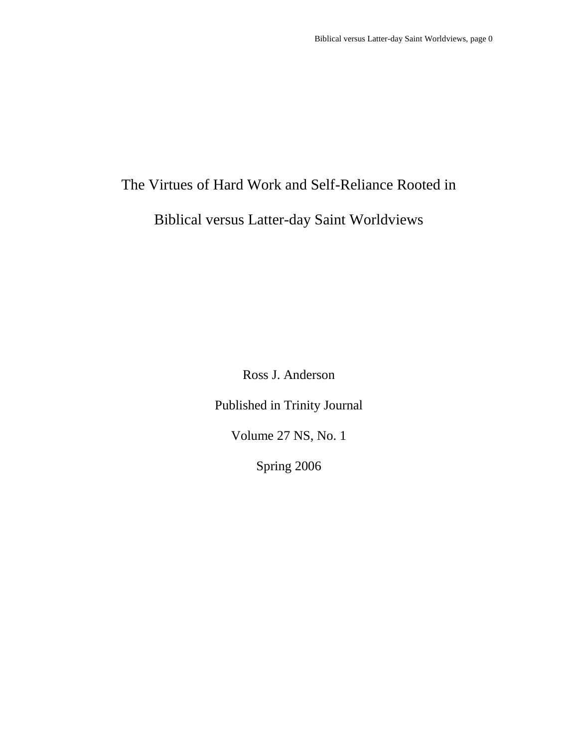# The Virtues of Hard Work and Self-Reliance Rooted in Biblical versus Latter-day Saint Worldviews

Ross J. Anderson

Published in Trinity Journal

Volume 27 NS, No. 1

Spring 2006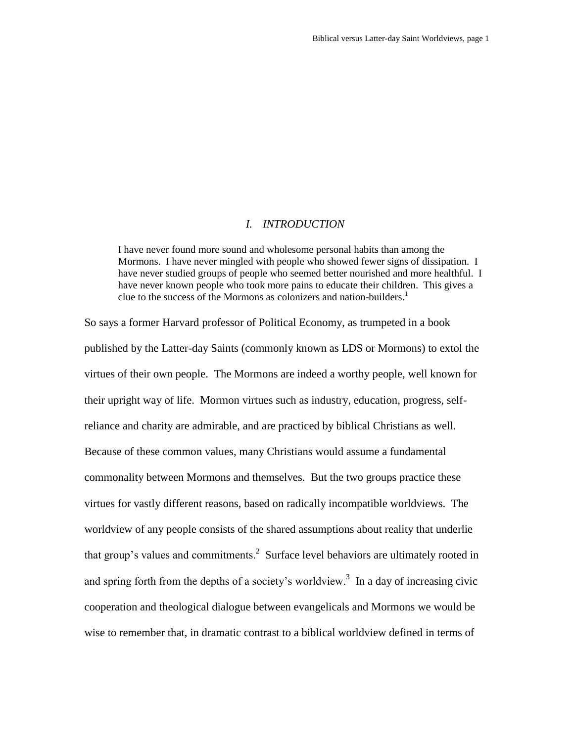## *I. INTRODUCTION*

> I have never found more sound and wholesome personal habits than among the Mormons. I have never mingled with people who showed fewer signs of dissipation. I have never studied groups of people who seemed better nourished and more healthful. I have never known people who took more pains to educate their children. This gives a clue to the success of the Mormons as colonizers and nation-builders.[1]

So says a former Harvard professor of Political Economy, as trumpeted in a book published by the Latter-day Saints (commonly known as LDS or Mormons) to extol the virtues of their own people. The Mormons are indeed a worthy people, well known for their upright way of life. Mormon virtues such as industry, education, progress, self-reliance and charity are admirable, and are practiced by biblical Christians as well. Because of these common values, many Christians would assume a fundamental commonality between Mormons and themselves. But the two groups practice these virtues for vastly different reasons, based on radically incompatible worldviews. The worldview of any people consists of the shared assumptions about reality that underlie that group's values and commitments.[2] Surface level behaviors are ultimately rooted in and spring forth from the depths of a society's worldview.[3] In a day of increasing civic cooperation and theological dialogue between evangelicals and Mormons we would be wise to remember that, in dramatic contrast to a biblical worldview defined in terms of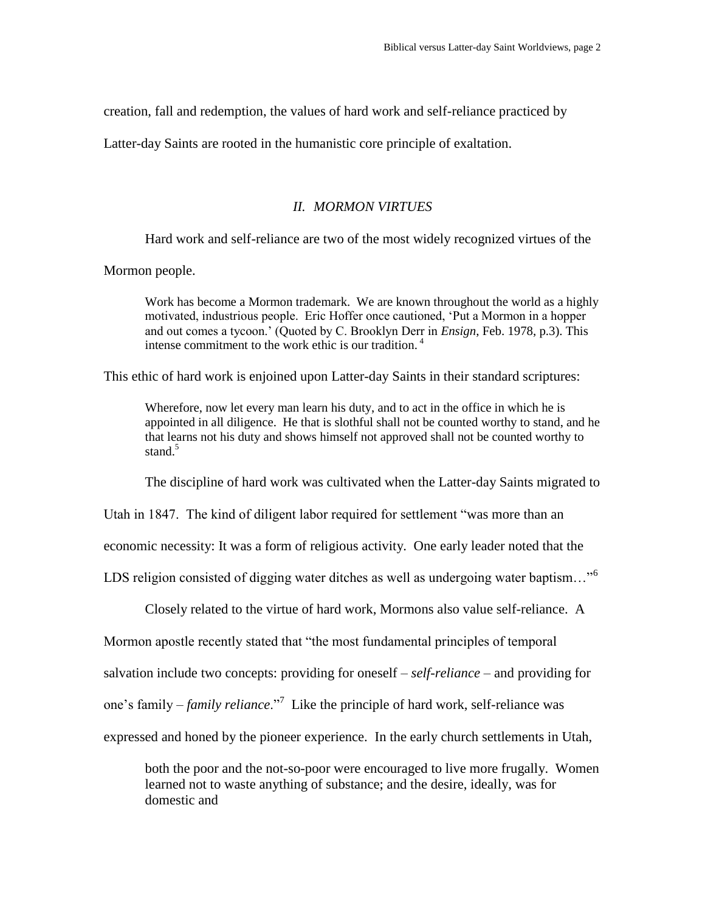creation, fall and redemption, the values of hard work and self-reliance practiced by Latter-day Saints are rooted in the humanistic core principle of exaltation.

## *II. MORMON VIRTUES*

Hard work and self-reliance are two of the most widely recognized virtues of the Mormon people.

> Work has become a Mormon trademark. We are known throughout the world as a highly motivated, industrious people. Eric Hoffer once cautioned, 'Put a Mormon in a hopper and out comes a tycoon.' (Quoted by C. Brooklyn Derr in *Ensign*, Feb. 1978, p.3). This intense commitment to the work ethic is our tradition. [4]

This ethic of hard work is enjoined upon Latter-day Saints in their standard scriptures:

> Wherefore, now let every man learn his duty, and to act in the office in which he is appointed in all diligence. He that is slothful shall not be counted worthy to stand, and he that learns not his duty and shows himself not approved shall not be counted worthy to stand.[5]

The discipline of hard work was cultivated when the Latter-day Saints migrated to Utah in 1847. The kind of diligent labor required for settlement "was more than an economic necessity: It was a form of religious activity. One early leader noted that the LDS religion consisted of digging water ditches as well as undergoing water baptism…"[6]

Closely related to the virtue of hard work, Mormons also value self-reliance. A Mormon apostle recently stated that "the most fundamental principles of temporal salvation include two concepts: providing for oneself – *self-reliance* – and providing for one's family – *family reliance*."[7] Like the principle of hard work, self-reliance was expressed and honed by the pioneer experience. In the early church settlements in Utah,

> both the poor and the not-so-poor were encouraged to live more frugally. Women learned not to waste anything of substance; and the desire, ideally, was for domestic and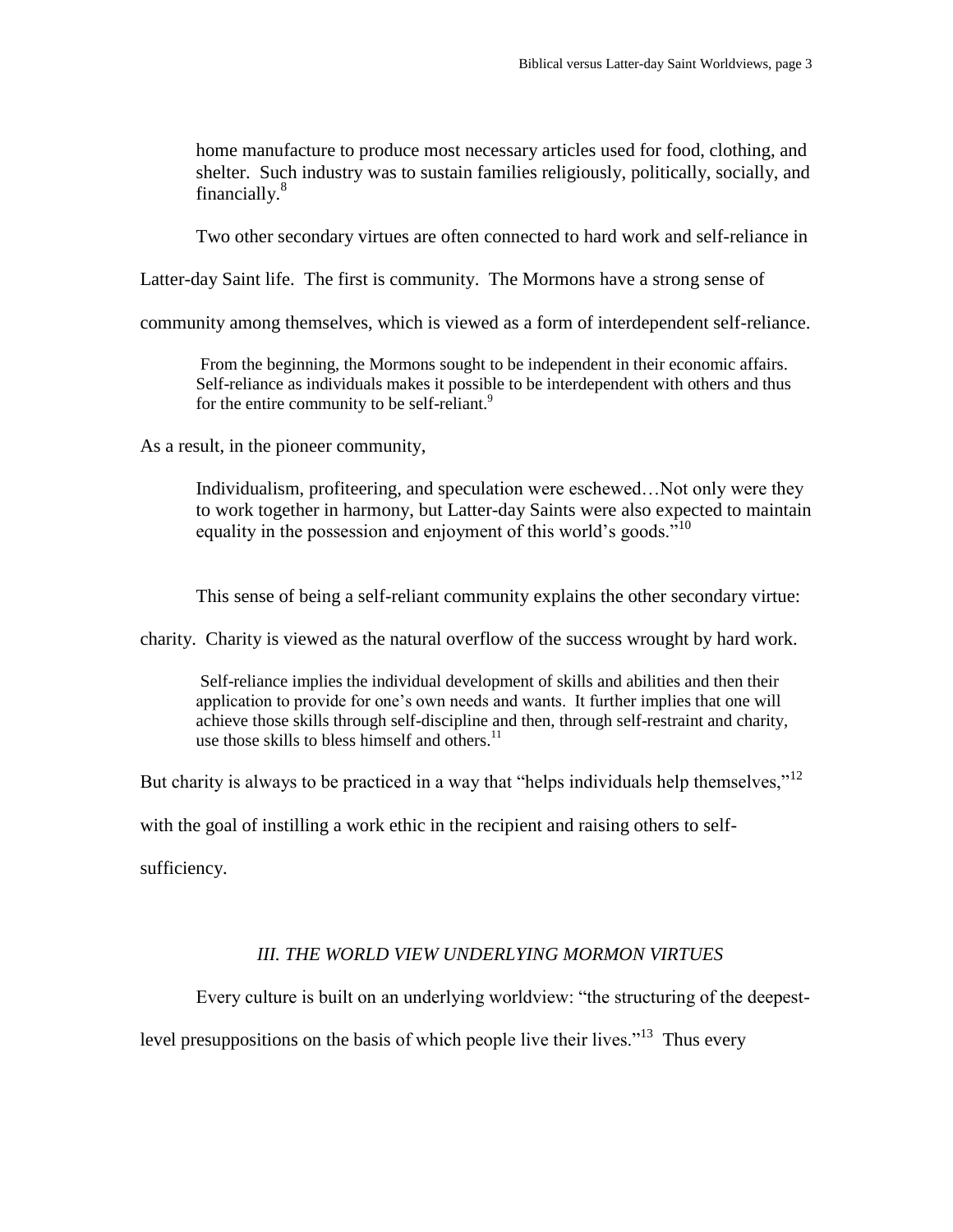> home manufacture to produce most necessary articles used for food, clothing, and shelter. Such industry was to sustain families religiously, politically, socially, and financially.[8]

Two other secondary virtues are often connected to hard work and self-reliance in Latter-day Saint life. The first is community. The Mormons have a strong sense of community among themselves, which is viewed as a form of interdependent self-reliance.

> From the beginning, the Mormons sought to be independent in their economic affairs. Self-reliance as individuals makes it possible to be interdependent with others and thus for the entire community to be self-reliant.[9]

As a result, in the pioneer community,

> Individualism, profiteering, and speculation were eschewed…Not only were they to work together in harmony, but Latter-day Saints were also expected to maintain equality in the possession and enjoyment of this world's goods."[10]

This sense of being a self-reliant community explains the other secondary virtue: charity. Charity is viewed as the natural overflow of the success wrought by hard work.

> Self-reliance implies the individual development of skills and abilities and then their application to provide for one's own needs and wants. It further implies that one will achieve those skills through self-discipline and then, through self-restraint and charity, use those skills to bless himself and others.[11]

But charity is always to be practiced in a way that "helps individuals help themselves,"[12] with the goal of instilling a work ethic in the recipient and raising others to self-sufficiency.

## *III. THE WORLD VIEW UNDERLYING MORMON VIRTUES*

Every culture is built on an underlying worldview: "the structuring of the deepest-level presuppositions on the basis of which people live their lives."[13] Thus every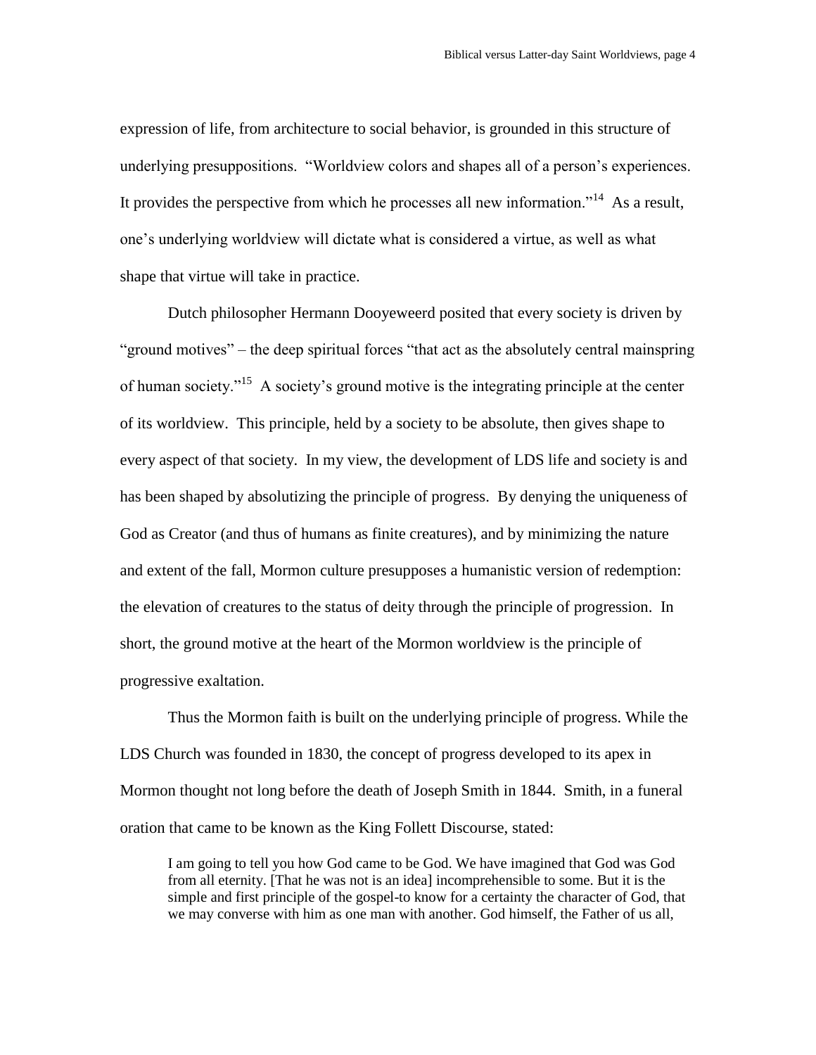expression of life, from architecture to social behavior, is grounded in this structure of underlying presuppositions. "Worldview colors and shapes all of a person's experiences. It provides the perspective from which he processes all new information."[14] As a result, one's underlying worldview will dictate what is considered a virtue, as well as what shape that virtue will take in practice.

Dutch philosopher Hermann Dooyeweerd posited that every society is driven by "ground motives" – the deep spiritual forces "that act as the absolutely central mainspring of human society."[15] A society's ground motive is the integrating principle at the center of its worldview. This principle, held by a society to be absolute, then gives shape to every aspect of that society. In my view, the development of LDS life and society is and has been shaped by absolutizing the principle of progress. By denying the uniqueness of God as Creator (and thus of humans as finite creatures), and by minimizing the nature and extent of the fall, Mormon culture presupposes a humanistic version of redemption: the elevation of creatures to the status of deity through the principle of progression. In short, the ground motive at the heart of the Mormon worldview is the principle of progressive exaltation.

Thus the Mormon faith is built on the underlying principle of progress. While the LDS Church was founded in 1830, the concept of progress developed to its apex in Mormon thought not long before the death of Joseph Smith in 1844. Smith, in a funeral oration that came to be known as the King Follett Discourse, stated:

> I am going to tell you how God came to be God. We have imagined that God was God from all eternity. [That he was not is an idea] incomprehensible to some. But it is the simple and first principle of the gospel-to know for a certainty the character of God, that we may converse with him as one man with another. God himself, the Father of us all,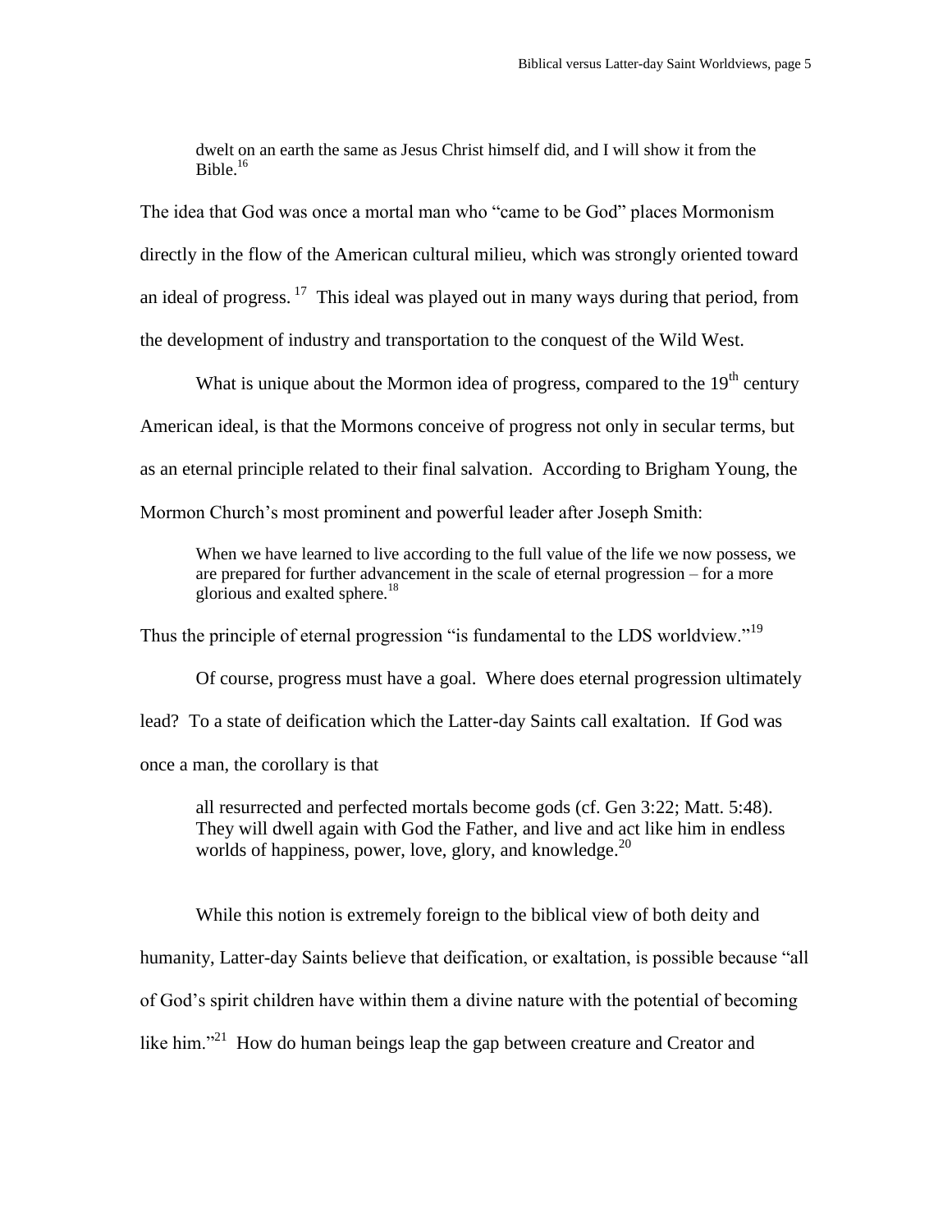> dwelt on an earth the same as Jesus Christ himself did, and I will show it from the Bible.[16]

The idea that God was once a mortal man who "came to be God" places Mormonism directly in the flow of the American cultural milieu, which was strongly oriented toward an ideal of progress.[17] This ideal was played out in many ways during that period, from the development of industry and transportation to the conquest of the Wild West.

What is unique about the Mormon idea of progress, compared to the 19th century American ideal, is that the Mormons conceive of progress not only in secular terms, but as an eternal principle related to their final salvation. According to Brigham Young, the Mormon Church's most prominent and powerful leader after Joseph Smith:

> When we have learned to live according to the full value of the life we now possess, we are prepared for further advancement in the scale of eternal progression – for a more glorious and exalted sphere.[18]

Thus the principle of eternal progression "is fundamental to the LDS worldview."[19]

Of course, progress must have a goal. Where does eternal progression ultimately lead? To a state of deification which the Latter-day Saints call exaltation. If God was once a man, the corollary is that

> all resurrected and perfected mortals become gods (cf. Gen 3:22; Matt. 5:48). They will dwell again with God the Father, and live and act like him in endless worlds of happiness, power, love, glory, and knowledge.[20]

While this notion is extremely foreign to the biblical view of both deity and humanity, Latter-day Saints believe that deification, or exaltation, is possible because "all of God's spirit children have within them a divine nature with the potential of becoming like him."[21] How do human beings leap the gap between creature and Creator and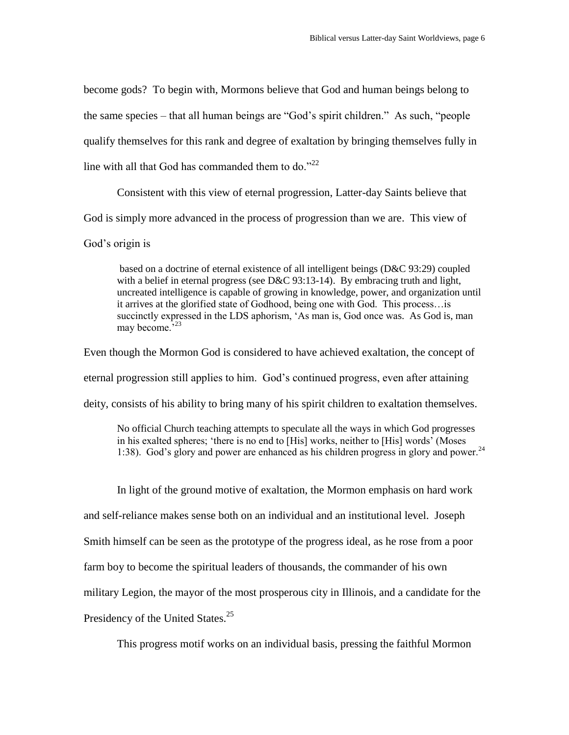become gods? To begin with, Mormons believe that God and human beings belong to the same species – that all human beings are "God's spirit children." As such, "people qualify themselves for this rank and degree of exaltation by bringing themselves fully in line with all that God has commanded them to do."[22]

Consistent with this view of eternal progression, Latter-day Saints believe that God is simply more advanced in the process of progression than we are. This view of God's origin is

> based on a doctrine of eternal existence of all intelligent beings (D&C 93:29) coupled with a belief in eternal progress (see D&C 93:13-14). By embracing truth and light, uncreated intelligence is capable of growing in knowledge, power, and organization until it arrives at the glorified state of Godhood, being one with God. This process…is succinctly expressed in the LDS aphorism, 'As man is, God once was. As God is, man may become.'[23]

Even though the Mormon God is considered to have achieved exaltation, the concept of eternal progression still applies to him. God's continued progress, even after attaining deity, consists of his ability to bring many of his spirit children to exaltation themselves.

> No official Church teaching attempts to speculate all the ways in which God progresses in his exalted spheres; 'there is no end to [His] works, neither to [His] words' (Moses 1:38). God's glory and power are enhanced as his children progress in glory and power.[24]

In light of the ground motive of exaltation, the Mormon emphasis on hard work and self-reliance makes sense both on an individual and an institutional level. Joseph Smith himself can be seen as the prototype of the progress ideal, as he rose from a poor farm boy to become the spiritual leaders of thousands, the commander of his own military Legion, the mayor of the most prosperous city in Illinois, and a candidate for the Presidency of the United States.[25]

This progress motif works on an individual basis, pressing the faithful Mormon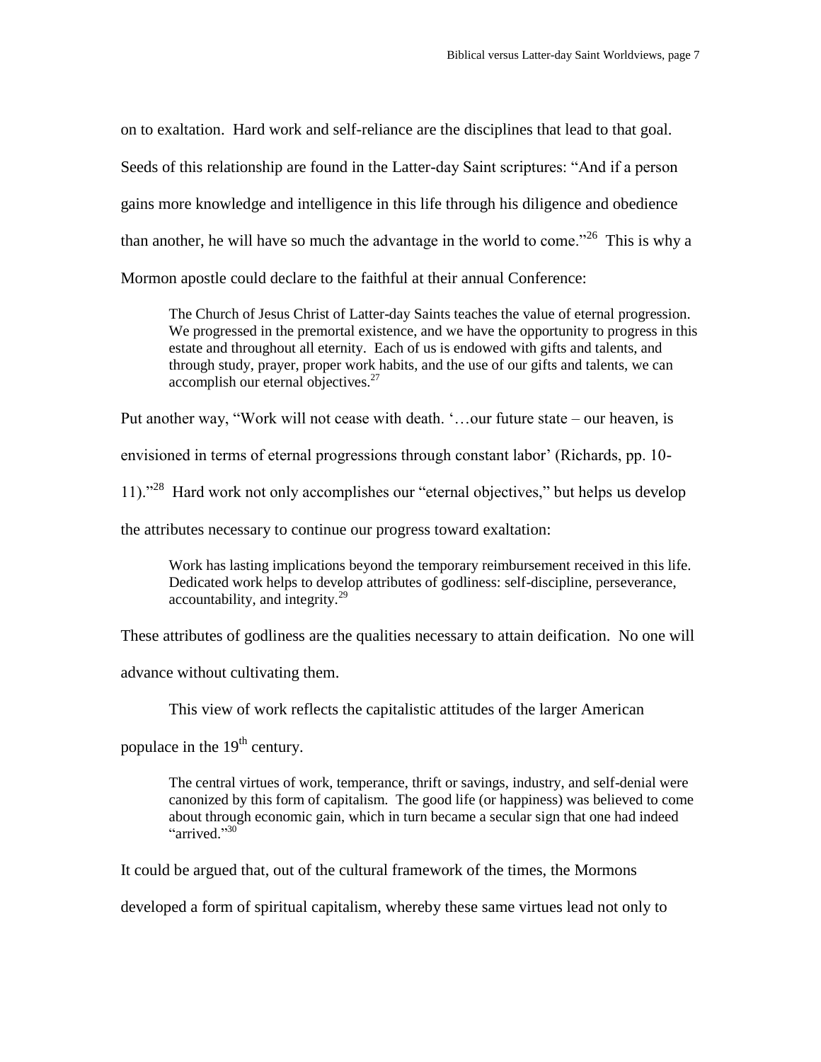on to exaltation. Hard work and self-reliance are the disciplines that lead to that goal. Seeds of this relationship are found in the Latter-day Saint scriptures: "And if a person gains more knowledge and intelligence in this life through his diligence and obedience than another, he will have so much the advantage in the world to come."[26] This is why a Mormon apostle could declare to the faithful at their annual Conference:

> The Church of Jesus Christ of Latter-day Saints teaches the value of eternal progression. We progressed in the premortal existence, and we have the opportunity to progress in this estate and throughout all eternity. Each of us is endowed with gifts and talents, and through study, prayer, proper work habits, and the use of our gifts and talents, we can accomplish our eternal objectives.[27]

Put another way, "Work will not cease with death. '…our future state – our heaven, is envisioned in terms of eternal progressions through constant labor' (Richards, pp. 10-11)."[28] Hard work not only accomplishes our "eternal objectives," but helps us develop the attributes necessary to continue our progress toward exaltation:

> Work has lasting implications beyond the temporary reimbursement received in this life. Dedicated work helps to develop attributes of godliness: self-discipline, perseverance, accountability, and integrity.[29]

These attributes of godliness are the qualities necessary to attain deification. No one will advance without cultivating them.

This view of work reflects the capitalistic attitudes of the larger American populace in the 19th century.

> The central virtues of work, temperance, thrift or savings, industry, and self-denial were canonized by this form of capitalism. The good life (or happiness) was believed to come about through economic gain, which in turn became a secular sign that one had indeed "arrived."[30]

It could be argued that, out of the cultural framework of the times, the Mormons developed a form of spiritual capitalism, whereby these same virtues lead not only to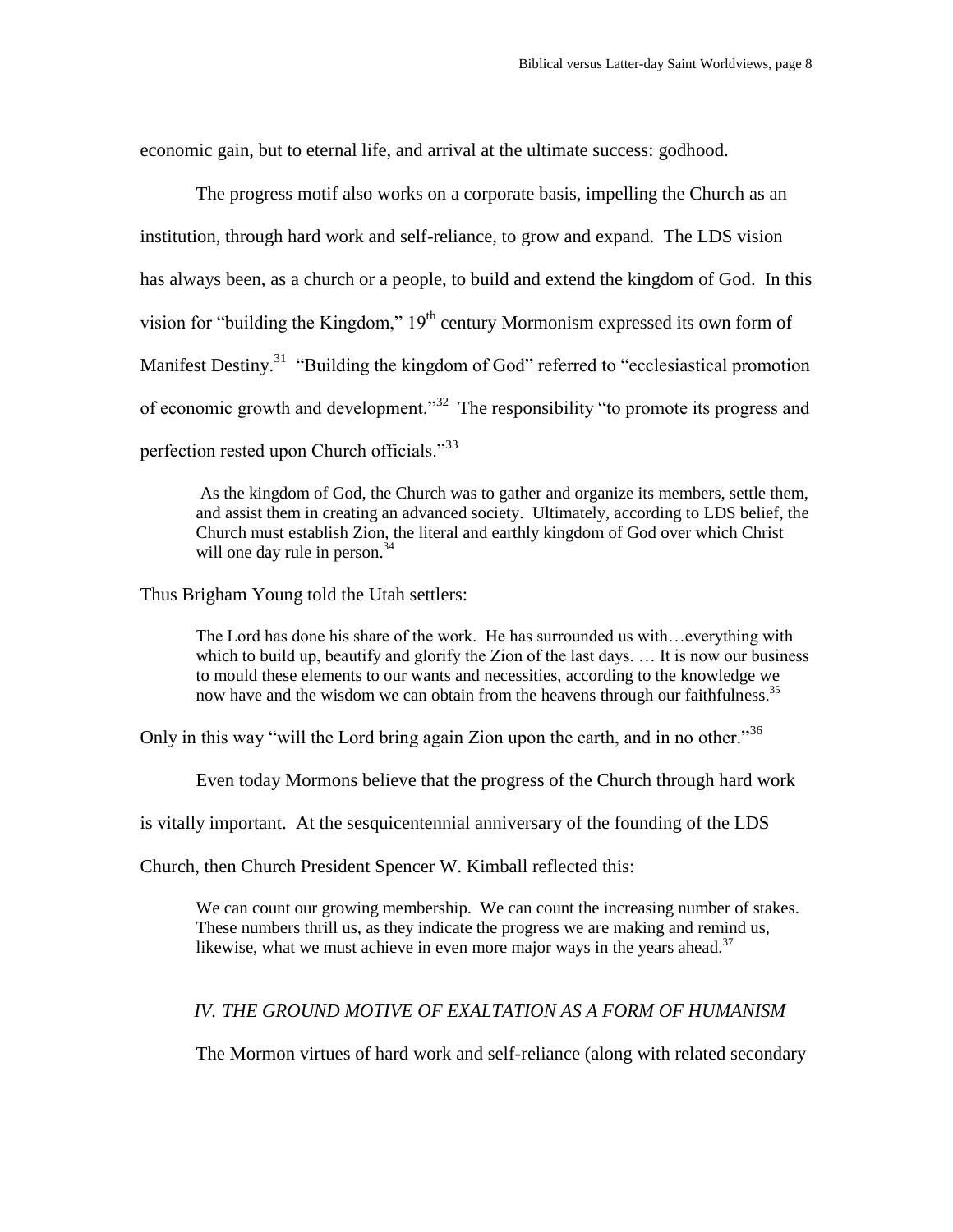economic gain, but to eternal life, and arrival at the ultimate success: godhood.

The progress motif also works on a corporate basis, impelling the Church as an institution, through hard work and self-reliance, to grow and expand. The LDS vision has always been, as a church or a people, to build and extend the kingdom of God. In this vision for "building the Kingdom," 19th century Mormonism expressed its own form of Manifest Destiny.[31] "Building the kingdom of God" referred to "ecclesiastical promotion of economic growth and development."[32] The responsibility "to promote its progress and perfection rested upon Church officials."[33]

> As the kingdom of God, the Church was to gather and organize its members, settle them, and assist them in creating an advanced society. Ultimately, according to LDS belief, the Church must establish Zion, the literal and earthly kingdom of God over which Christ will one day rule in person.[34]

Thus Brigham Young told the Utah settlers:

> The Lord has done his share of the work. He has surrounded us with…everything with which to build up, beautify and glorify the Zion of the last days. … It is now our business to mould these elements to our wants and necessities, according to the knowledge we now have and the wisdom we can obtain from the heavens through our faithfulness.[35]

Only in this way "will the Lord bring again Zion upon the earth, and in no other."[36]

Even today Mormons believe that the progress of the Church through hard work is vitally important. At the sesquicentennial anniversary of the founding of the LDS Church, then Church President Spencer W. Kimball reflected this:

> We can count our growing membership. We can count the increasing number of stakes. These numbers thrill us, as they indicate the progress we are making and remind us, likewise, what we must achieve in even more major ways in the years ahead.[37]

## *IV. THE GROUND MOTIVE OF EXALTATION AS A FORM OF HUMANISM*

The Mormon virtues of hard work and self-reliance (along with related secondary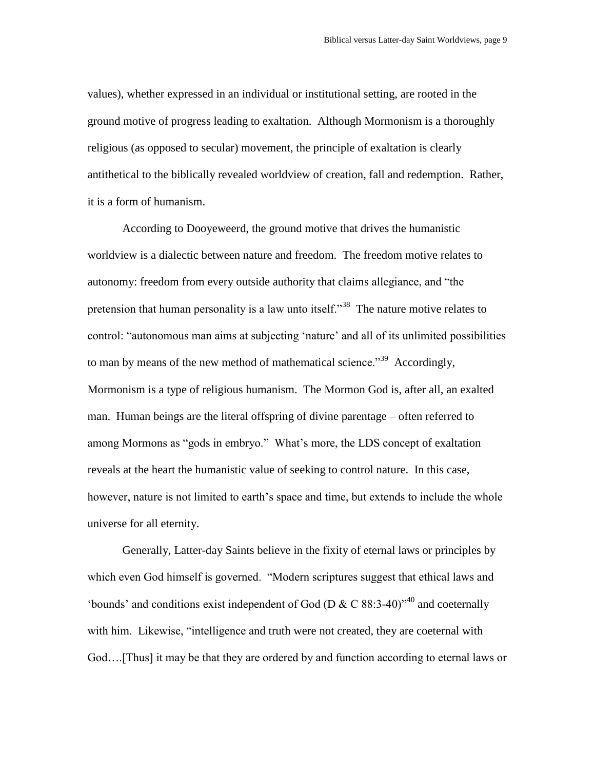values), whether expressed in an individual or institutional setting, are rooted in the ground motive of progress leading to exaltation. Although Mormonism is a thoroughly religious (as opposed to secular) movement, the principle of exaltation is clearly antithetical to the biblically revealed worldview of creation, fall and redemption. Rather, it is a form of humanism.

According to Dooyeweerd, the ground motive that drives the humanistic worldview is a dialectic between nature and freedom. The freedom motive relates to autonomy: freedom from every outside authority that claims allegiance, and "the pretension that human personality is a law unto itself."[38] The nature motive relates to control: "autonomous man aims at subjecting 'nature' and all of its unlimited possibilities to man by means of the new method of mathematical science."[39] Accordingly, Mormonism is a type of religious humanism. The Mormon God is, after all, an exalted man. Human beings are the literal offspring of divine parentage – often referred to among Mormons as "gods in embryo." What's more, the LDS concept of exaltation reveals at the heart the humanistic value of seeking to control nature. In this case, however, nature is not limited to earth's space and time, but extends to include the whole universe for all eternity.

Generally, Latter-day Saints believe in the fixity of eternal laws or principles by which even God himself is governed. "Modern scriptures suggest that ethical laws and 'bounds' and conditions exist independent of God (D & C 88:3-40)"[40] and coeternally with him. Likewise, "intelligence and truth were not created, they are coeternal with God….[Thus] it may be that they are ordered by and function according to eternal laws or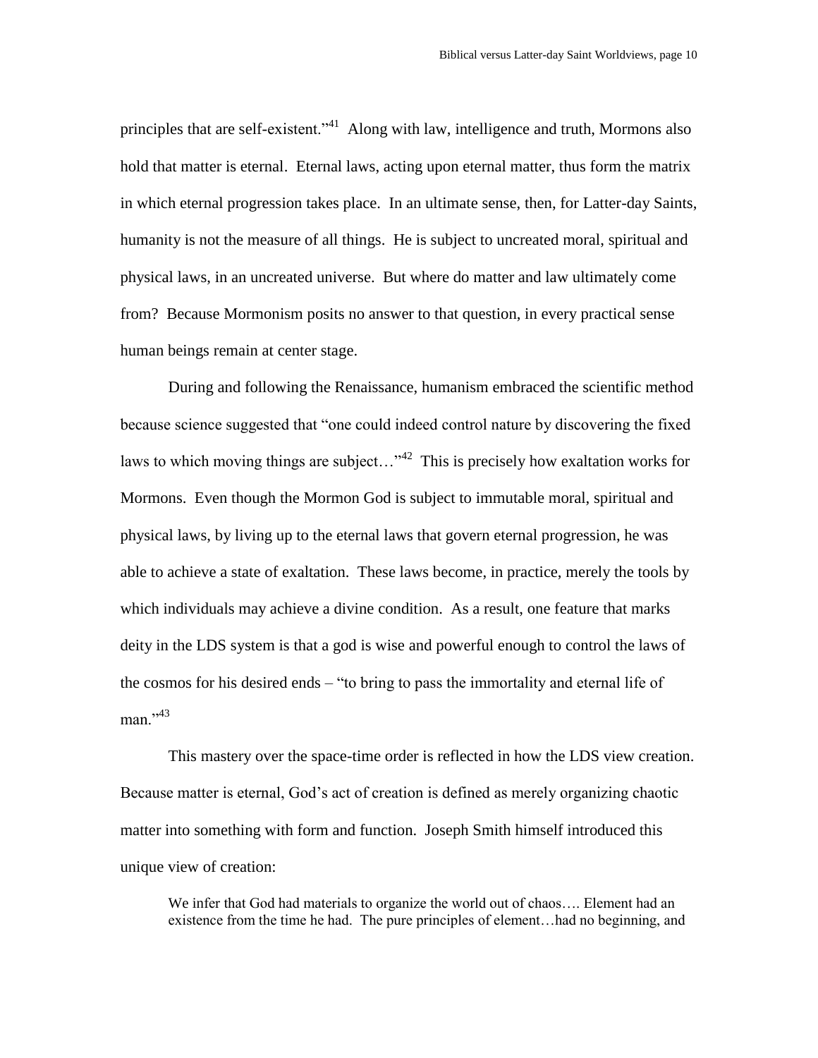principles that are self-existent."[41] Along with law, intelligence and truth, Mormons also hold that matter is eternal. Eternal laws, acting upon eternal matter, thus form the matrix in which eternal progression takes place. In an ultimate sense, then, for Latter-day Saints, humanity is not the measure of all things. He is subject to uncreated moral, spiritual and physical laws, in an uncreated universe. But where do matter and law ultimately come from? Because Mormonism posits no answer to that question, in every practical sense human beings remain at center stage.

During and following the Renaissance, humanism embraced the scientific method because science suggested that "one could indeed control nature by discovering the fixed laws to which moving things are subject…"[42] This is precisely how exaltation works for Mormons. Even though the Mormon God is subject to immutable moral, spiritual and physical laws, by living up to the eternal laws that govern eternal progression, he was able to achieve a state of exaltation. These laws become, in practice, merely the tools by which individuals may achieve a divine condition. As a result, one feature that marks deity in the LDS system is that a god is wise and powerful enough to control the laws of the cosmos for his desired ends – "to bring to pass the immortality and eternal life of man."[43]

This mastery over the space-time order is reflected in how the LDS view creation. Because matter is eternal, God's act of creation is defined as merely organizing chaotic matter into something with form and function. Joseph Smith himself introduced this unique view of creation:

> We infer that God had materials to organize the world out of chaos…. Element had an existence from the time he had. The pure principles of element…had no beginning, and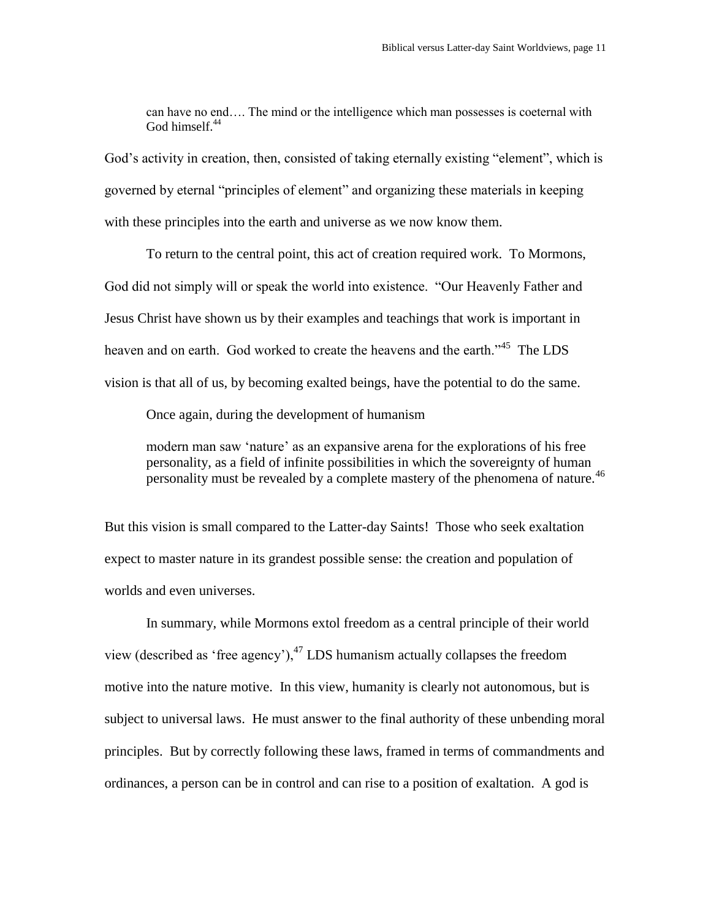> can have no end…. The mind or the intelligence which man possesses is coeternal with God himself.[44]

God's activity in creation, then, consisted of taking eternally existing "element", which is governed by eternal "principles of element" and organizing these materials in keeping with these principles into the earth and universe as we now know them.

To return to the central point, this act of creation required work. To Mormons, God did not simply will or speak the world into existence. "Our Heavenly Father and Jesus Christ have shown us by their examples and teachings that work is important in heaven and on earth. God worked to create the heavens and the earth."[45] The LDS vision is that all of us, by becoming exalted beings, have the potential to do the same.

Once again, during the development of humanism

> modern man saw 'nature' as an expansive arena for the explorations of his free personality, as a field of infinite possibilities in which the sovereignty of human personality must be revealed by a complete mastery of the phenomena of nature.[46]

But this vision is small compared to the Latter-day Saints! Those who seek exaltation expect to master nature in its grandest possible sense: the creation and population of worlds and even universes.

In summary, while Mormons extol freedom as a central principle of their world view (described as 'free agency'),[47] LDS humanism actually collapses the freedom motive into the nature motive. In this view, humanity is clearly not autonomous, but is subject to universal laws. He must answer to the final authority of these unbending moral principles. But by correctly following these laws, framed in terms of commandments and ordinances, a person can be in control and can rise to a position of exaltation. A god is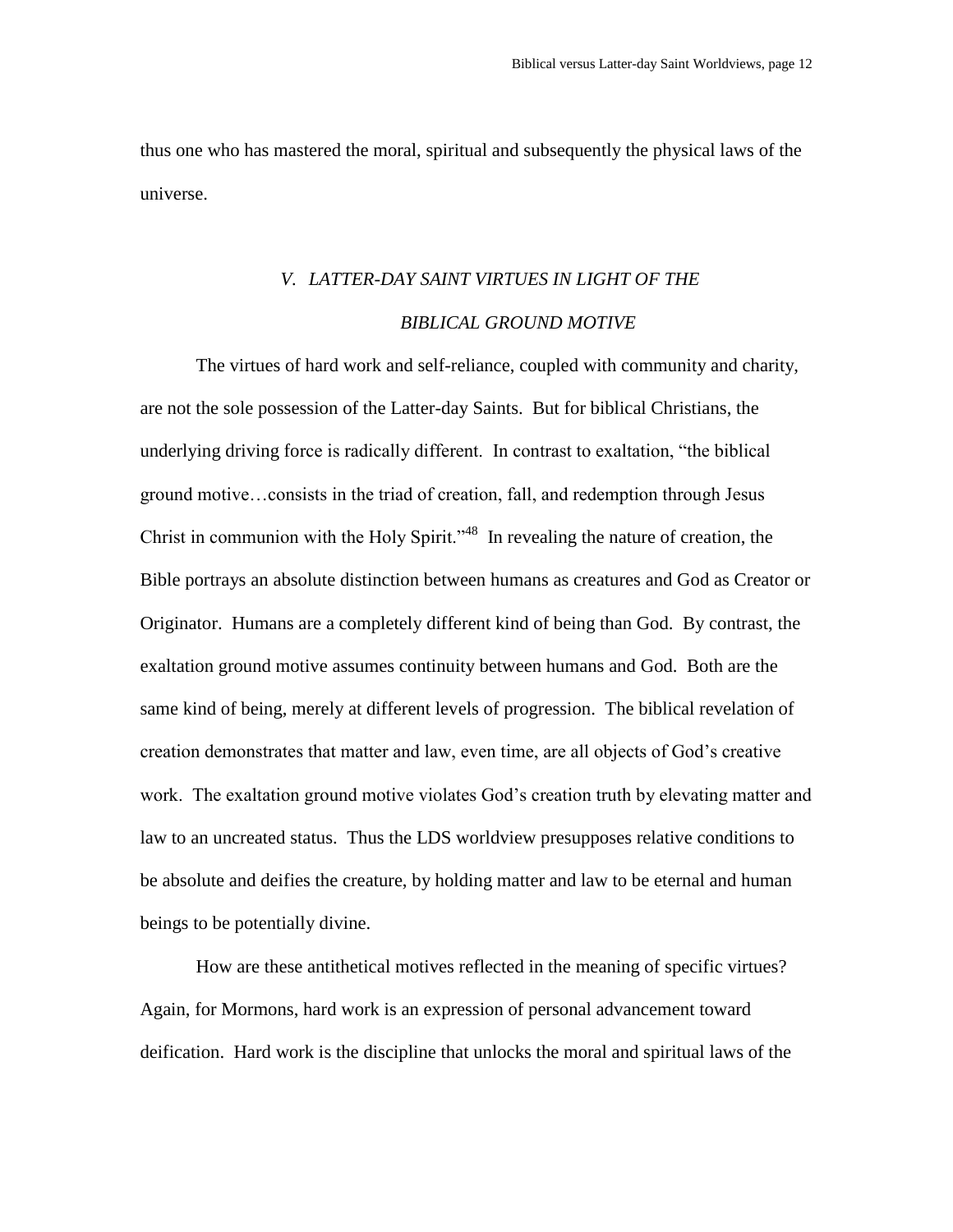thus one who has mastered the moral, spiritual and subsequently the physical laws of the universe.

## *V. LATTER-DAY SAINT VIRTUES IN LIGHT OF THE BIBLICAL GROUND MOTIVE*

The virtues of hard work and self-reliance, coupled with community and charity, are not the sole possession of the Latter-day Saints. But for biblical Christians, the underlying driving force is radically different. In contrast to exaltation, "the biblical ground motive…consists in the triad of creation, fall, and redemption through Jesus Christ in communion with the Holy Spirit."[48] In revealing the nature of creation, the Bible portrays an absolute distinction between humans as creatures and God as Creator or Originator. Humans are a completely different kind of being than God. By contrast, the exaltation ground motive assumes continuity between humans and God. Both are the same kind of being, merely at different levels of progression. The biblical revelation of creation demonstrates that matter and law, even time, are all objects of God's creative work. The exaltation ground motive violates God's creation truth by elevating matter and law to an uncreated status. Thus the LDS worldview presupposes relative conditions to be absolute and deifies the creature, by holding matter and law to be eternal and human beings to be potentially divine.

How are these antithetical motives reflected in the meaning of specific virtues? Again, for Mormons, hard work is an expression of personal advancement toward deification. Hard work is the discipline that unlocks the moral and spiritual laws of the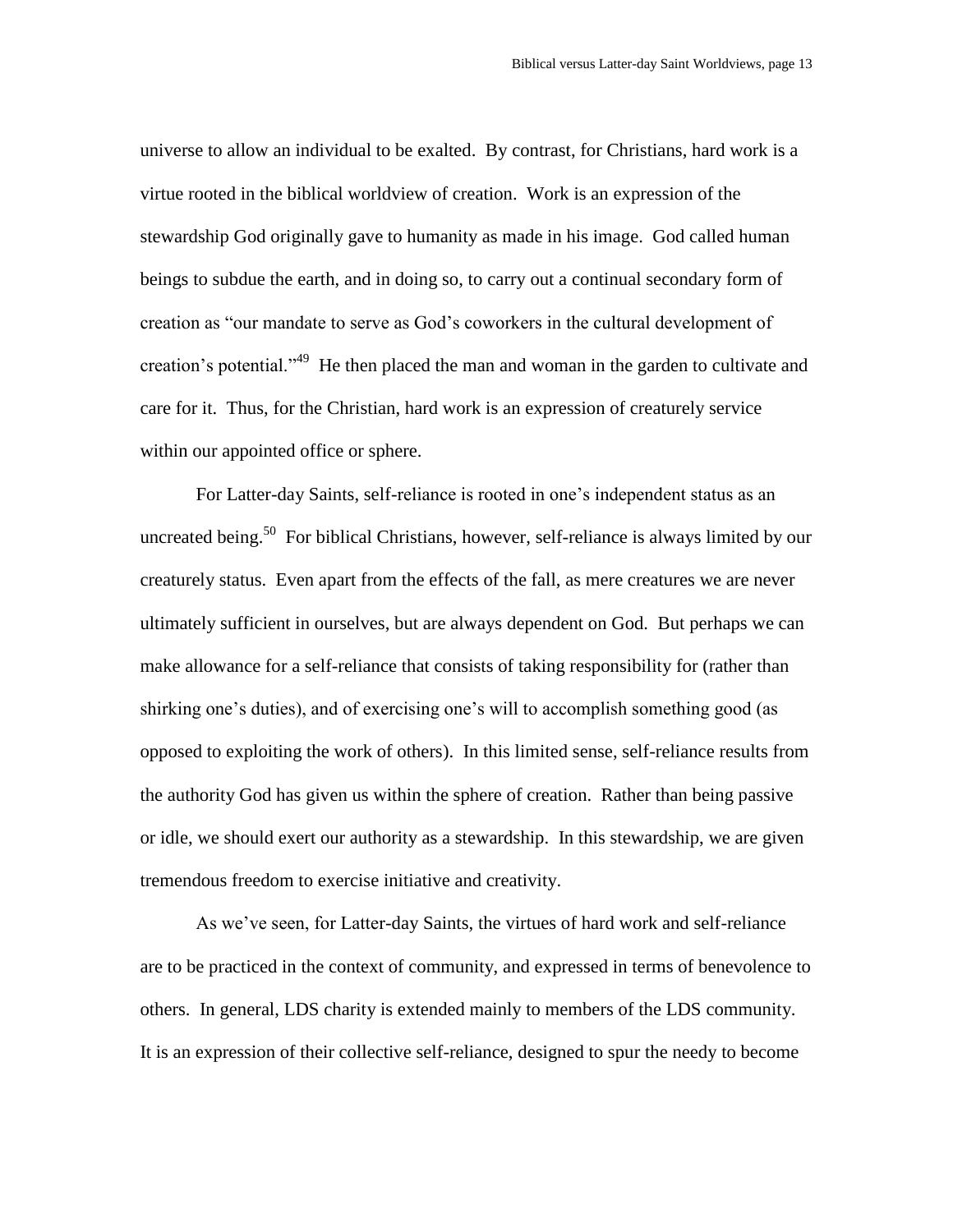universe to allow an individual to be exalted. By contrast, for Christians, hard work is a virtue rooted in the biblical worldview of creation. Work is an expression of the stewardship God originally gave to humanity as made in his image. God called human beings to subdue the earth, and in doing so, to carry out a continual secondary form of creation as "our mandate to serve as God's coworkers in the cultural development of creation's potential."[49] He then placed the man and woman in the garden to cultivate and care for it. Thus, for the Christian, hard work is an expression of creaturely service within our appointed office or sphere.

For Latter-day Saints, self-reliance is rooted in one's independent status as an uncreated being.[50] For biblical Christians, however, self-reliance is always limited by our creaturely status. Even apart from the effects of the fall, as mere creatures we are never ultimately sufficient in ourselves, but are always dependent on God. But perhaps we can make allowance for a self-reliance that consists of taking responsibility for (rather than shirking one's duties), and of exercising one's will to accomplish something good (as opposed to exploiting the work of others). In this limited sense, self-reliance results from the authority God has given us within the sphere of creation. Rather than being passive or idle, we should exert our authority as a stewardship. In this stewardship, we are given tremendous freedom to exercise initiative and creativity.

As we've seen, for Latter-day Saints, the virtues of hard work and self-reliance are to be practiced in the context of community, and expressed in terms of benevolence to others. In general, LDS charity is extended mainly to members of the LDS community. It is an expression of their collective self-reliance, designed to spur the needy to become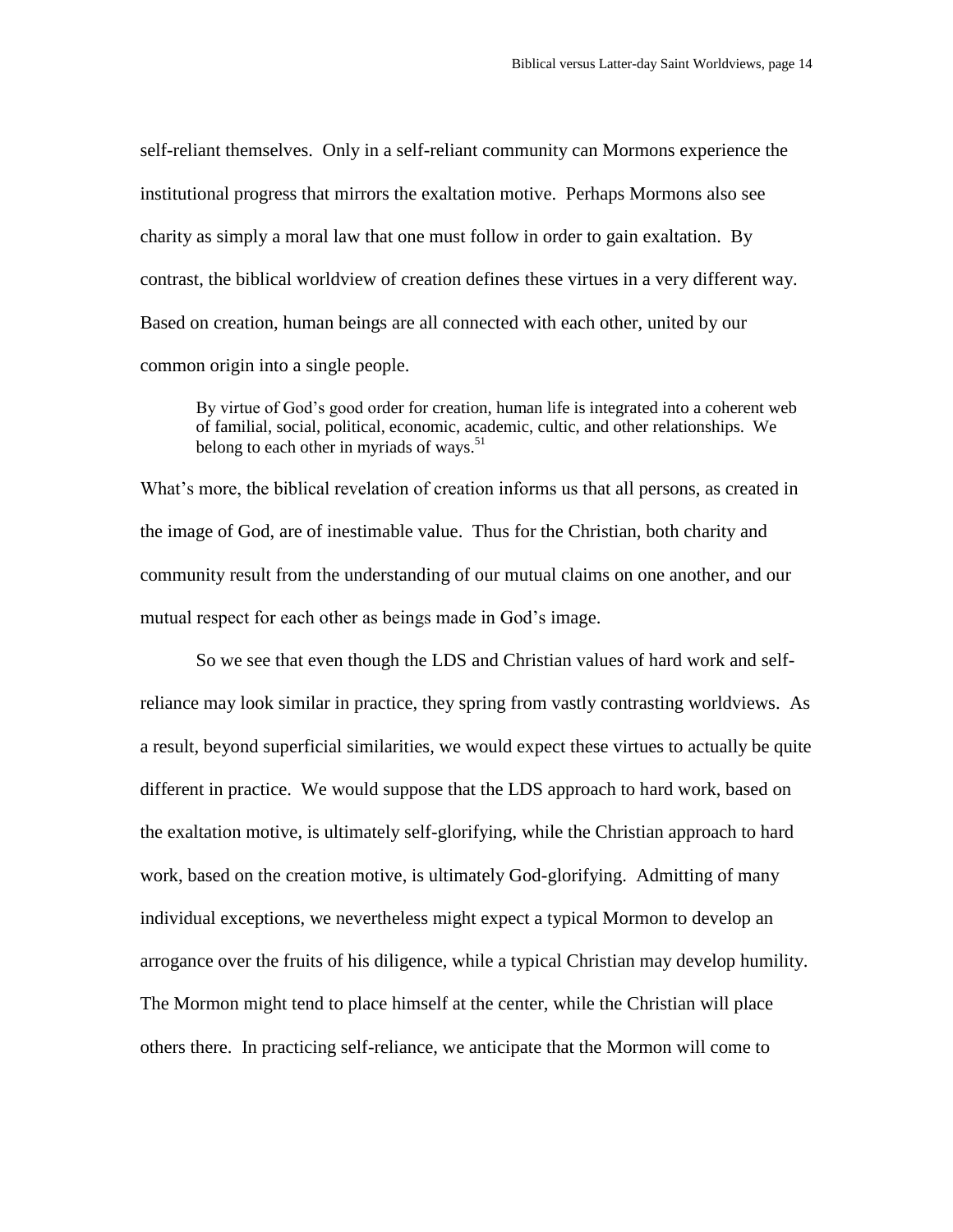self-reliant themselves. Only in a self-reliant community can Mormons experience the institutional progress that mirrors the exaltation motive. Perhaps Mormons also see charity as simply a moral law that one must follow in order to gain exaltation. By contrast, the biblical worldview of creation defines these virtues in a very different way. Based on creation, human beings are all connected with each other, united by our common origin into a single people.

> By virtue of God's good order for creation, human life is integrated into a coherent web of familial, social, political, economic, academic, cultic, and other relationships. We belong to each other in myriads of ways.[51]

What's more, the biblical revelation of creation informs us that all persons, as created in the image of God, are of inestimable value. Thus for the Christian, both charity and community result from the understanding of our mutual claims on one another, and our mutual respect for each other as beings made in God's image.

So we see that even though the LDS and Christian values of hard work and self-reliance may look similar in practice, they spring from vastly contrasting worldviews. As a result, beyond superficial similarities, we would expect these virtues to actually be quite different in practice. We would suppose that the LDS approach to hard work, based on the exaltation motive, is ultimately self-glorifying, while the Christian approach to hard work, based on the creation motive, is ultimately God-glorifying. Admitting of many individual exceptions, we nevertheless might expect a typical Mormon to develop an arrogance over the fruits of his diligence, while a typical Christian may develop humility. The Mormon might tend to place himself at the center, while the Christian will place others there. In practicing self-reliance, we anticipate that the Mormon will come to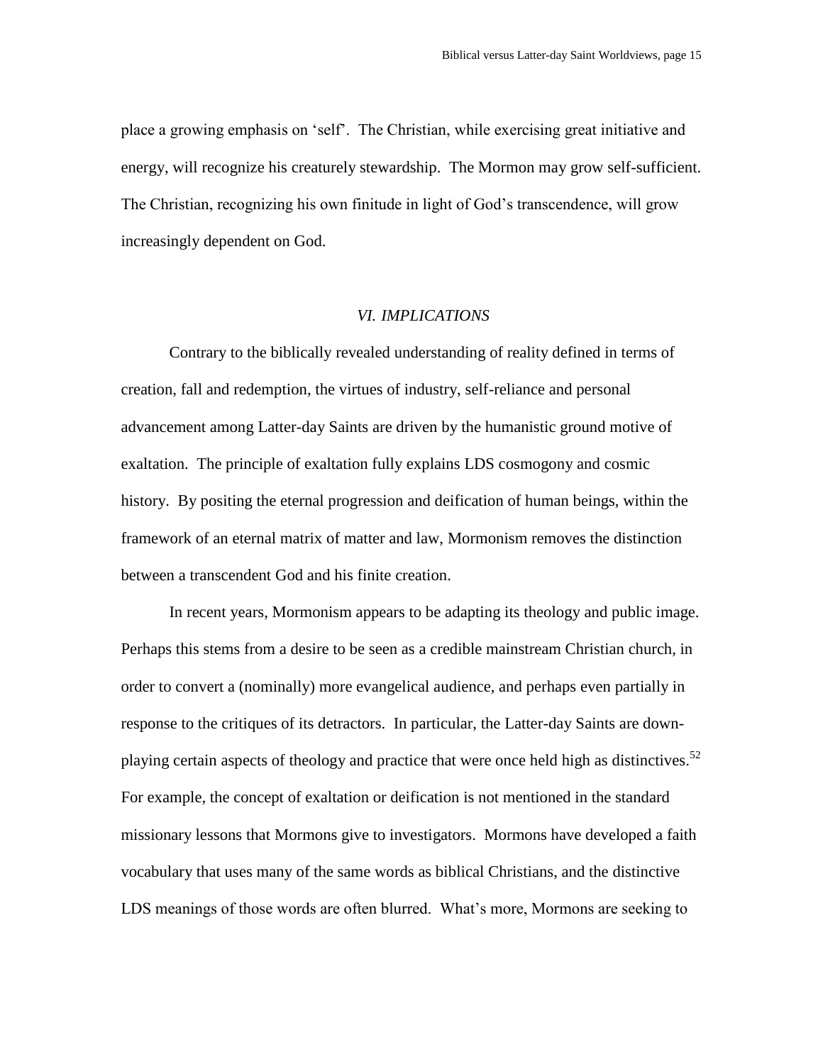place a growing emphasis on 'self'. The Christian, while exercising great initiative and energy, will recognize his creaturely stewardship. The Mormon may grow self-sufficient. The Christian, recognizing his own finitude in light of God's transcendence, will grow increasingly dependent on God.

## *VI. IMPLICATIONS*

Contrary to the biblically revealed understanding of reality defined in terms of creation, fall and redemption, the virtues of industry, self-reliance and personal advancement among Latter-day Saints are driven by the humanistic ground motive of exaltation. The principle of exaltation fully explains LDS cosmogony and cosmic history. By positing the eternal progression and deification of human beings, within the framework of an eternal matrix of matter and law, Mormonism removes the distinction between a transcendent God and his finite creation.

In recent years, Mormonism appears to be adapting its theology and public image. Perhaps this stems from a desire to be seen as a credible mainstream Christian church, in order to convert a (nominally) more evangelical audience, and perhaps even partially in response to the critiques of its detractors. In particular, the Latter-day Saints are down-playing certain aspects of theology and practice that were once held high as distinctives.[52] For example, the concept of exaltation or deification is not mentioned in the standard missionary lessons that Mormons give to investigators. Mormons have developed a faith vocabulary that uses many of the same words as biblical Christians, and the distinctive LDS meanings of those words are often blurred. What's more, Mormons are seeking to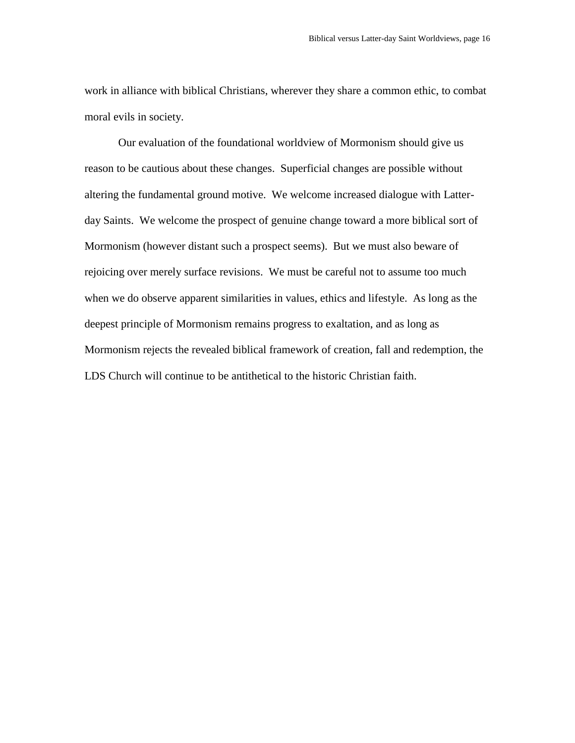work in alliance with biblical Christians, wherever they share a common ethic, to combat moral evils in society.

Our evaluation of the foundational worldview of Mormonism should give us reason to be cautious about these changes. Superficial changes are possible without altering the fundamental ground motive. We welcome increased dialogue with Latter-day Saints. We welcome the prospect of genuine change toward a more biblical sort of Mormonism (however distant such a prospect seems). But we must also beware of rejoicing over merely surface revisions. We must be careful not to assume too much when we do observe apparent similarities in values, ethics and lifestyle. As long as the deepest principle of Mormonism remains progress to exaltation, and as long as Mormonism rejects the revealed biblical framework of creation, fall and redemption, the LDS Church will continue to be antithetical to the historic Christian faith.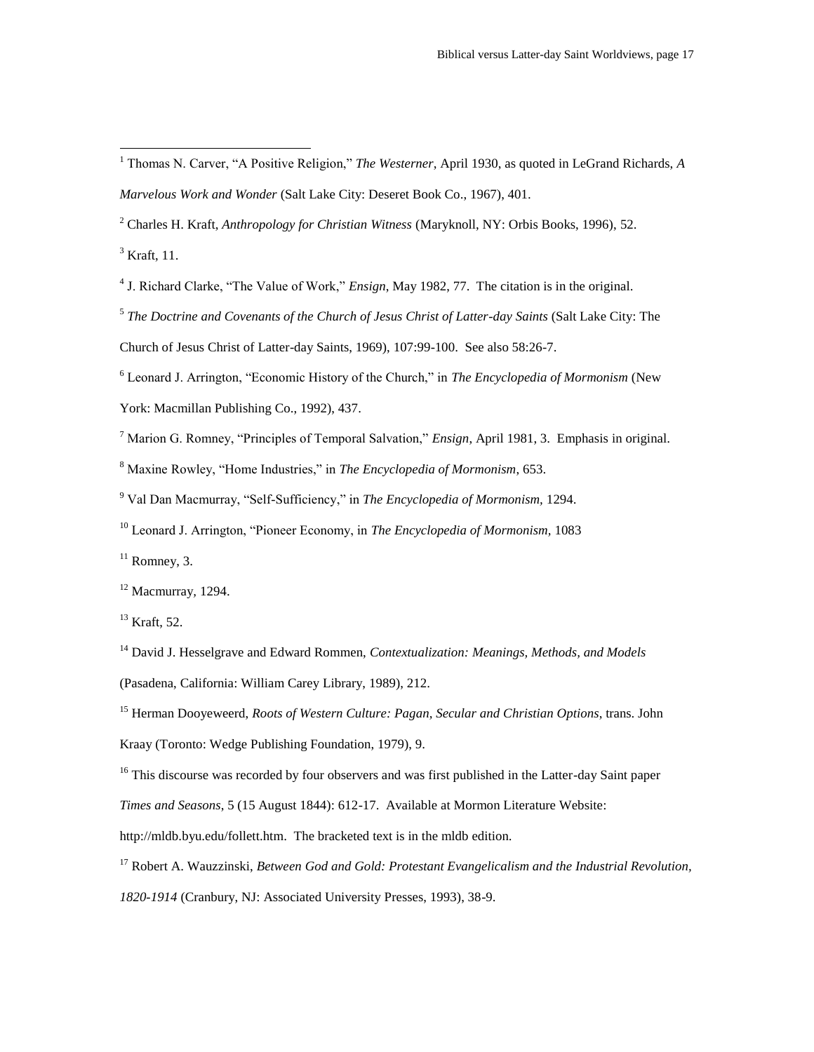[1] Thomas N. Carver, "A Positive Religion," *The Westerner*, April 1930, as quoted in LeGrand Richards, *A Marvelous Work and Wonder* (Salt Lake City: Deseret Book Co., 1967), 401.

[2] Charles H. Kraft, *Anthropology for Christian Witness* (Maryknoll, NY: Orbis Books, 1996), 52.

[3] Kraft, 11.

[4] J. Richard Clarke, "The Value of Work," *Ensign*, May 1982, 77. The citation is in the original.

[5] *The Doctrine and Covenants of the Church of Jesus Christ of Latter-day Saints* (Salt Lake City: The Church of Jesus Christ of Latter-day Saints, 1969), 107:99-100. See also 58:26-7.

[6] Leonard J. Arrington, "Economic History of the Church," in *The Encyclopedia of Mormonism* (New York: Macmillan Publishing Co., 1992), 437.

[7] Marion G. Romney, "Principles of Temporal Salvation," *Ensign*, April 1981, 3. Emphasis in original.

[8] Maxine Rowley, "Home Industries," in *The Encyclopedia of Mormonism*, 653.

[9] Val Dan Macmurray, "Self-Sufficiency," in *The Encyclopedia of Mormonism*, 1294.

[10] Leonard J. Arrington, "Pioneer Economy, in *The Encyclopedia of Mormonism*, 1083

[11] Romney, 3.

[12] Macmurray, 1294.

[13] Kraft, 52.

[14] David J. Hesselgrave and Edward Rommen, *Contextualization: Meanings, Methods, and Models* (Pasadena, California: William Carey Library, 1989), 212.

[15] Herman Dooyeweerd, *Roots of Western Culture: Pagan, Secular and Christian Options*, trans. John Kraay (Toronto: Wedge Publishing Foundation, 1979), 9.

[16] This discourse was recorded by four observers and was first published in the Latter-day Saint paper *Times and Seasons*, 5 (15 August 1844): 612-17. Available at Mormon Literature Website: http://mldb.byu.edu/follett.htm. The bracketed text is in the mldb edition.

[17] Robert A. Wauzzinski, *Between God and Gold: Protestant Evangelicalism and the Industrial Revolution, 1820-1914* (Cranbury, NJ: Associated University Presses, 1993), 38-9.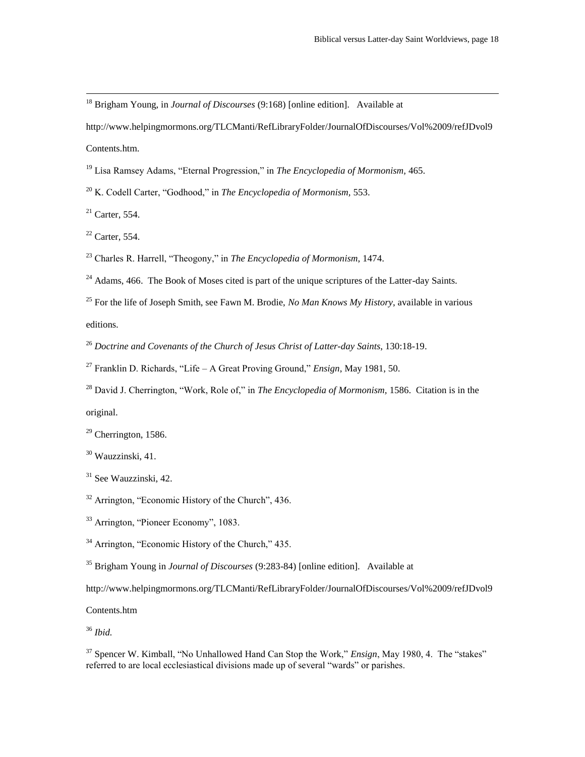[18] Brigham Young, in *Journal of Discourses* (9:168) [online edition]. Available at http://www.helpingmormons.org/TLCManti/RefLibraryFolder/JournalOfDiscourses/Vol%2009/refJDvol9Contents.htm.

[19] Lisa Ramsey Adams, "Eternal Progression," in *The Encyclopedia of Mormonism,* 465.

[20] K. Codell Carter, "Godhood," in *The Encyclopedia of Mormonism,* 553.

[21] Carter, 554.

[22] Carter, 554.

[23] Charles R. Harrell, "Theogony," in *The Encyclopedia of Mormonism*, 1474.

[24] Adams, 466. The Book of Moses cited is part of the unique scriptures of the Latter-day Saints.

[25] For the life of Joseph Smith, see Fawn M. Brodie, *No Man Knows My History*, available in various editions.

[26] *Doctrine and Covenants of the Church of Jesus Christ of Latter-day Saints,* 130:18-19.

[27] Franklin D. Richards, "Life – A Great Proving Ground," *Ensign*, May 1981, 50.

[28] David J. Cherrington, "Work, Role of," in *The Encyclopedia of Mormonism,* 1586. Citation is in the original.

[29] Cherrington, 1586.

[30] Wauzzinski, 41.

[31] See Wauzzinski, 42.

[32] Arrington, "Economic History of the Church", 436.

[33] Arrington, "Pioneer Economy", 1083.

[34] Arrington, "Economic History of the Church," 435.

[35] Brigham Young in *Journal of Discourses* (9:283-84) [online edition]. Available at http://www.helpingmormons.org/TLCManti/RefLibraryFolder/JournalOfDiscourses/Vol%2009/refJDvol9Contents.htm

[36] *Ibid.*

[37] Spencer W. Kimball, "No Unhallowed Hand Can Stop the Work," *Ensign*, May 1980, 4. The "stakes" referred to are local ecclesiastical divisions made up of several "wards" or parishes.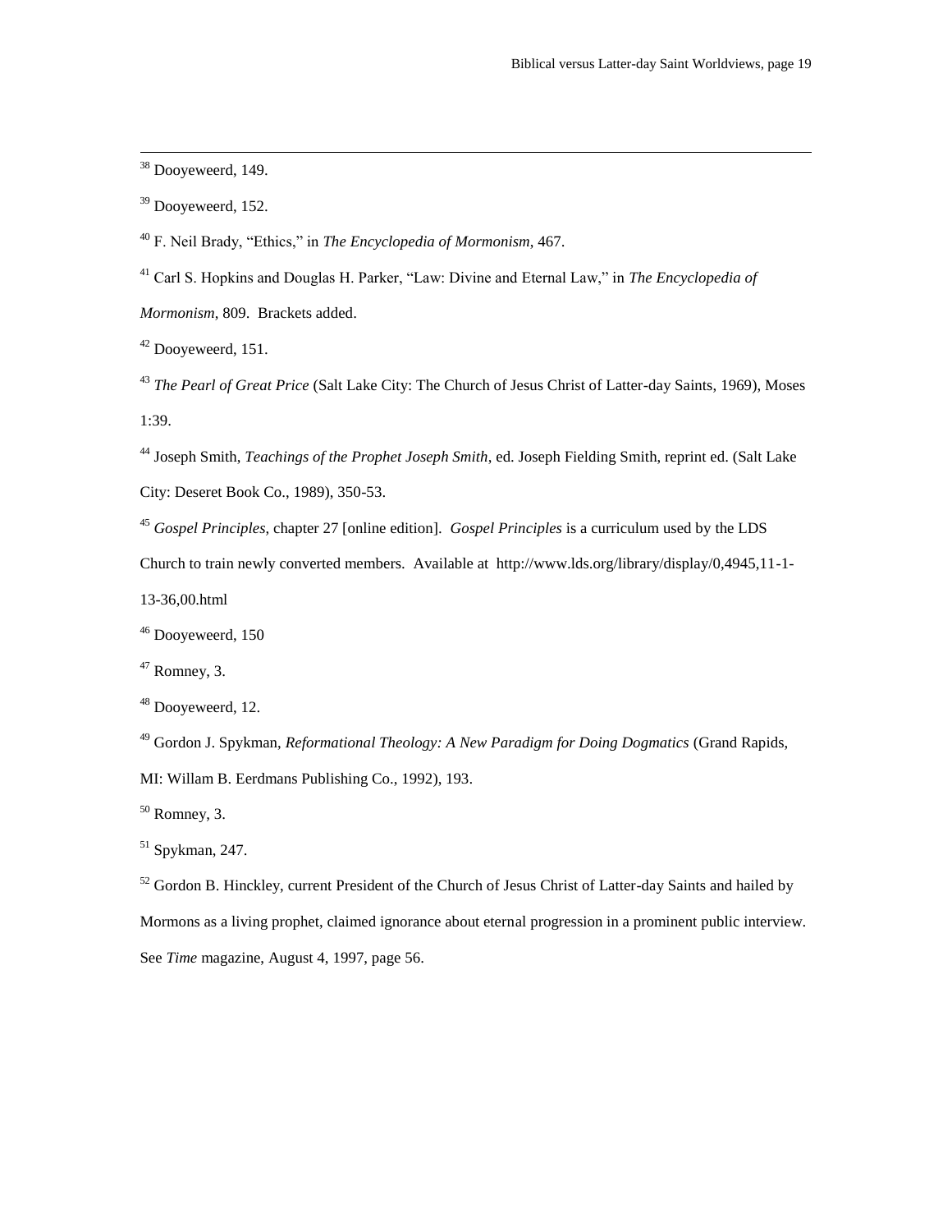[38] Dooyeweerd, 149.

[39] Dooyeweerd, 152.

[40] F. Neil Brady, "Ethics," in *The Encyclopedia of Mormonism*, 467.

[41] Carl S. Hopkins and Douglas H. Parker, "Law: Divine and Eternal Law," in *The Encyclopedia of Mormonism*, 809. Brackets added.

[42] Dooyeweerd, 151.

[43] *The Pearl of Great Price* (Salt Lake City: The Church of Jesus Christ of Latter-day Saints, 1969), Moses 1:39.

[44] Joseph Smith, *Teachings of the Prophet Joseph Smith*, ed. Joseph Fielding Smith, reprint ed. (Salt Lake City: Deseret Book Co., 1989), 350-53.

[45] *Gospel Principles*, chapter 27 [online edition]. *Gospel Principles* is a curriculum used by the LDS Church to train newly converted members. Available at http://www.lds.org/library/display/0,4945,11-1-13-36,00.html

[46] Dooyeweerd, 150

[47] Romney, 3.

[48] Dooyeweerd, 12.

[49] Gordon J. Spykman, *Reformational Theology: A New Paradigm for Doing Dogmatics* (Grand Rapids, MI: Willam B. Eerdmans Publishing Co., 1992), 193.

[50] Romney, 3.

[51] Spykman, 247.

[52] Gordon B. Hinckley, current President of the Church of Jesus Christ of Latter-day Saints and hailed by Mormons as a living prophet, claimed ignorance about eternal progression in a prominent public interview. See *Time* magazine, August 4, 1997, page 56.